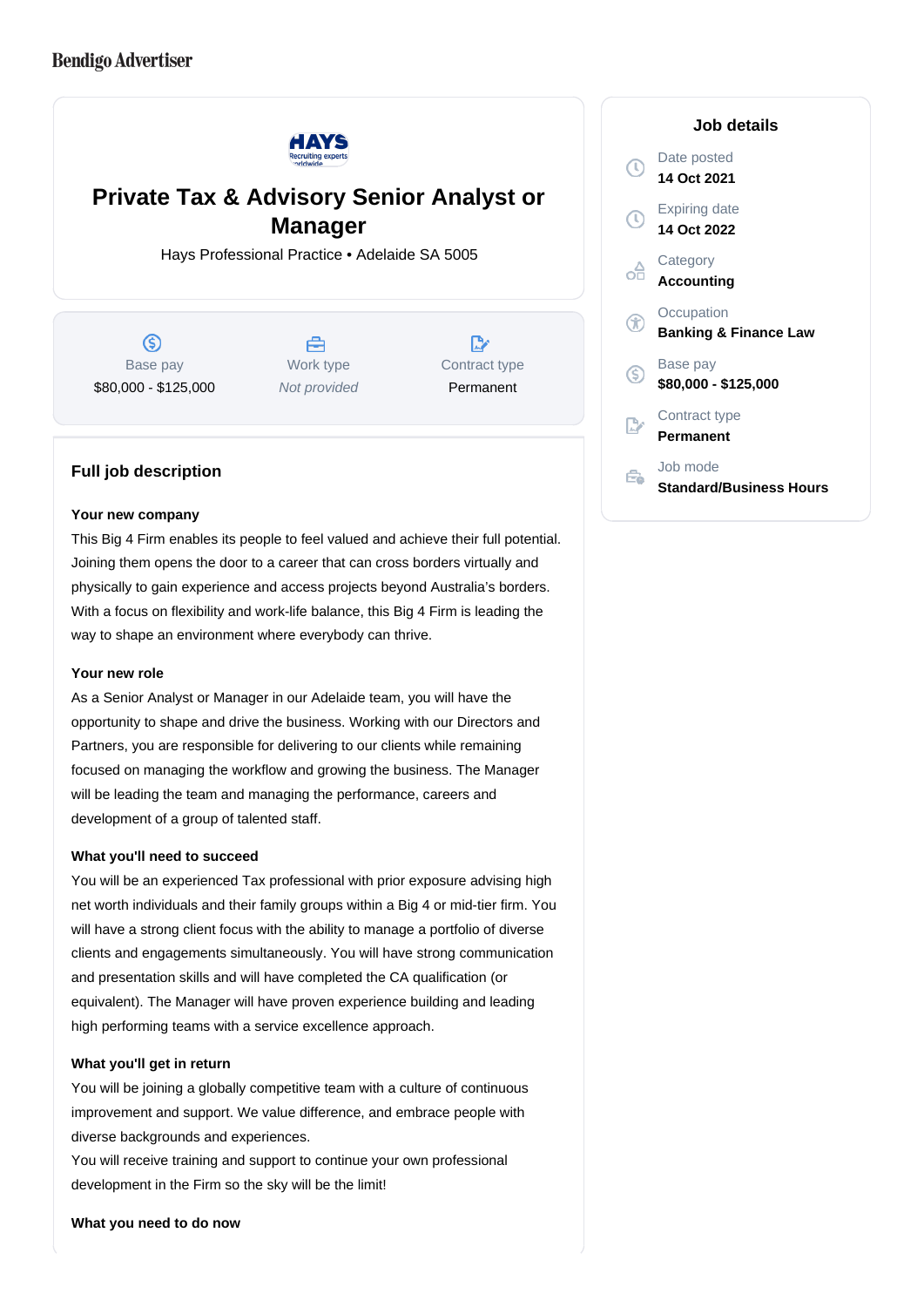Bendigo Advertiser

# Private Tax & Advisory Senior Analyst or Manager

Hays Professional Practice • Adelaide SA 5005

| Base pay | Work type | Contract type |
| --- | --- | --- |
| $80,000 - $125,000 | *Not provided* | Permanent |

## Job details

Date posted
**14 Oct 2021**

Expiring date
**14 Oct 2022**

Category
**Accounting**

Occupation
**Banking & Finance Law**

Base pay
**$80,000 - $125,000**

Contract type
**Permanent**

Job mode
**Standard/Business Hours**

## Full job description

**Your new company**

This Big 4 Firm enables its people to feel valued and achieve their full potential. Joining them opens the door to a career that can cross borders virtually and physically to gain experience and access projects beyond Australia's borders. With a focus on flexibility and work-life balance, this Big 4 Firm is leading the way to shape an environment where everybody can thrive.

**Your new role**

As a Senior Analyst or Manager in our Adelaide team, you will have the opportunity to shape and drive the business. Working with our Directors and Partners, you are responsible for delivering to our clients while remaining focused on managing the workflow and growing the business. The Manager will be leading the team and managing the performance, careers and development of a group of talented staff.

**What you'll need to succeed**

You will be an experienced Tax professional with prior exposure advising high net worth individuals and their family groups within a Big 4 or mid-tier firm. You will have a strong client focus with the ability to manage a portfolio of diverse clients and engagements simultaneously. You will have strong communication and presentation skills and will have completed the CA qualification (or equivalent). The Manager will have proven experience building and leading high performing teams with a service excellence approach.

**What you'll get in return**

You will be joining a globally competitive team with a culture of continuous improvement and support. We value difference, and embrace people with diverse backgrounds and experiences.
You will receive training and support to continue your own professional development in the Firm so the sky will be the limit!

**What you need to do now**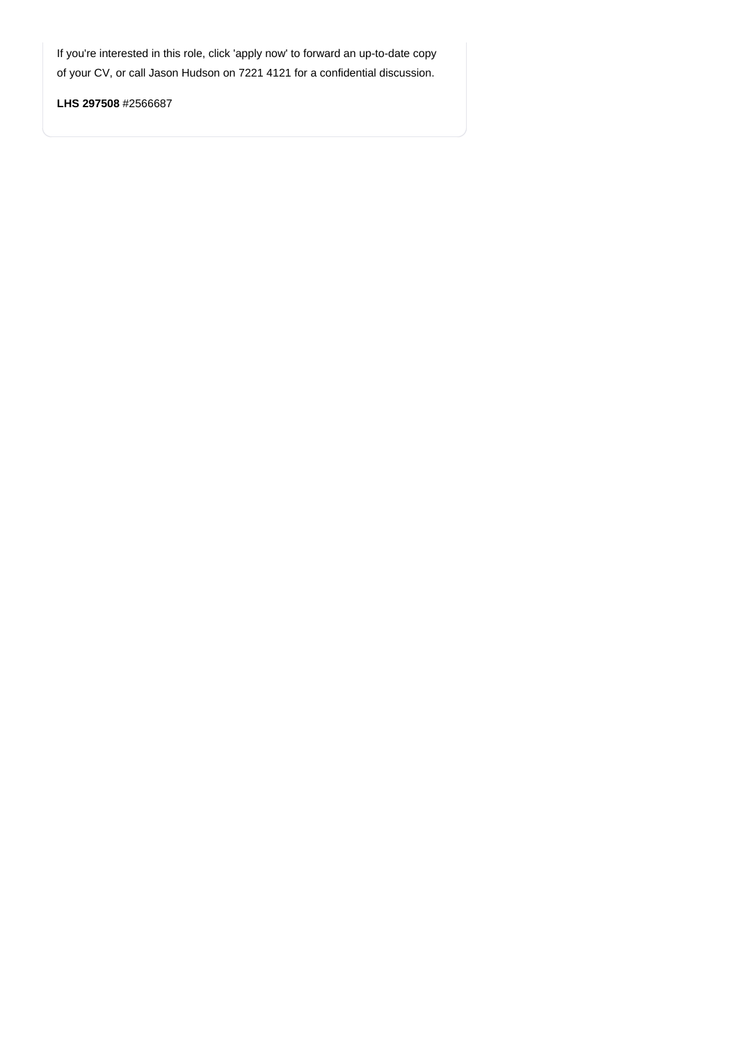If you're interested in this role, click 'apply now' to forward an up-to-date copy of your CV, or call Jason Hudson on 7221 4121 for a confidential discussion.

**LHS 297508** #2566687